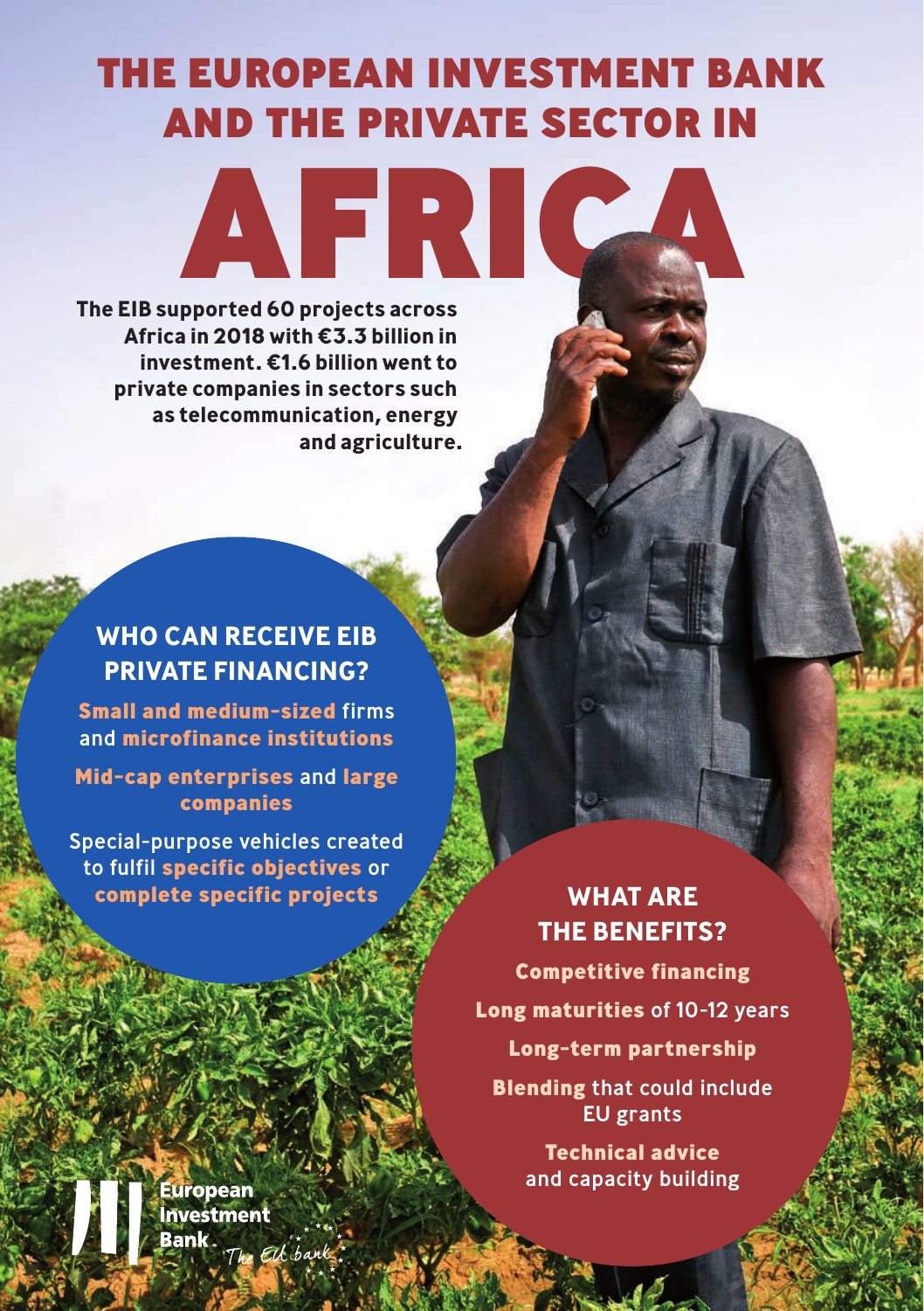# THE EUROPEAN INVESTMENT BANK AND THE PRIVATE SECTOR IN AFRICA

**The EIB supported 60 projects across Africa in 2018 with €3.3 billion in investment. €1.6 billion went to private companies in sectors such as telecommunication, energy and agriculture.**

## WHO CAN RECEIVE EIB PRIVATE FINANCING?

**Small and medium-sized** firms and **microfinance institutions**

**Mid-cap enterprises** and **large companies**

Special-purpose vehicles created to fulfil **specific objectives** or **complete specific projects**

## WHAT ARE THE BENEFITS?

**Competitive financing**

**Long maturities** of 10-12 years

**Long-term partnership**

**Blending** that could include EU grants

**Technical advice** and capacity building

European Investment Bank *The EU bank*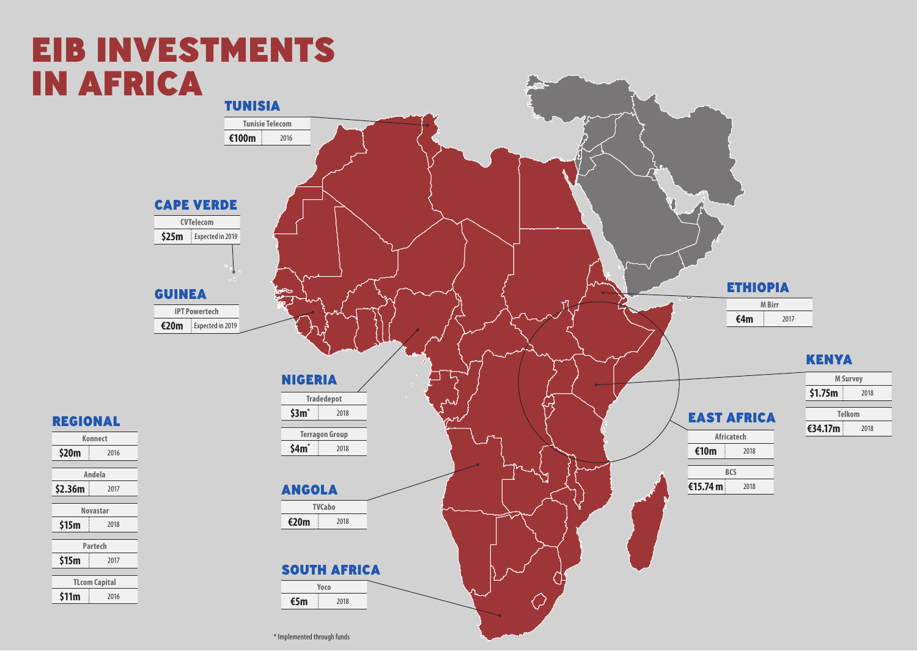# EIB INVESTMENTS IN AFRICA

## TUNISIA

| Tunisie Telecom | |
|---|---|
| €100m | 2016 |

## CAPE VERDE

| CVTelecom | |
|---|---|
| $25m | Expected in 2019 |

## GUINEA

| IPT Powertech | |
|---|---|
| €20m | Expected in 2019 |

## NIGERIA

| Tradedepot | |
|---|---|
| $3m* | 2018 |

| Terragon Group | |
|---|---|
| $4m* | 2018 |

## ANGOLA

| TVCabo | |
|---|---|
| €20m | 2018 |

## SOUTH AFRICA

| Yoco | |
|---|---|
| €5m | 2018 |

## ETHIOPIA

| M Birr | |
|---|---|
| €4m | 2017 |

## KENYA

| M Survey | |
|---|---|
| $1.75m | 2018 |

| Telkom | |
|---|---|
| €34.17m | 2018 |

## EAST AFRICA

| Africatech | |
|---|---|
| €10m | 2018 |

| BCS | |
|---|---|
| €15.74 m | 2018 |

## REGIONAL

| Konnect | |
|---|---|
| $20m | 2016 |

| Andela | |
|---|---|
| $2.36m | 2017 |

| Novastar | |
|---|---|
| $15m | 2018 |

| Partech | |
|---|---|
| $15m | 2017 |

| TLcom Capital | |
|---|---|
| $11m | 2016 |

* Implemented through funds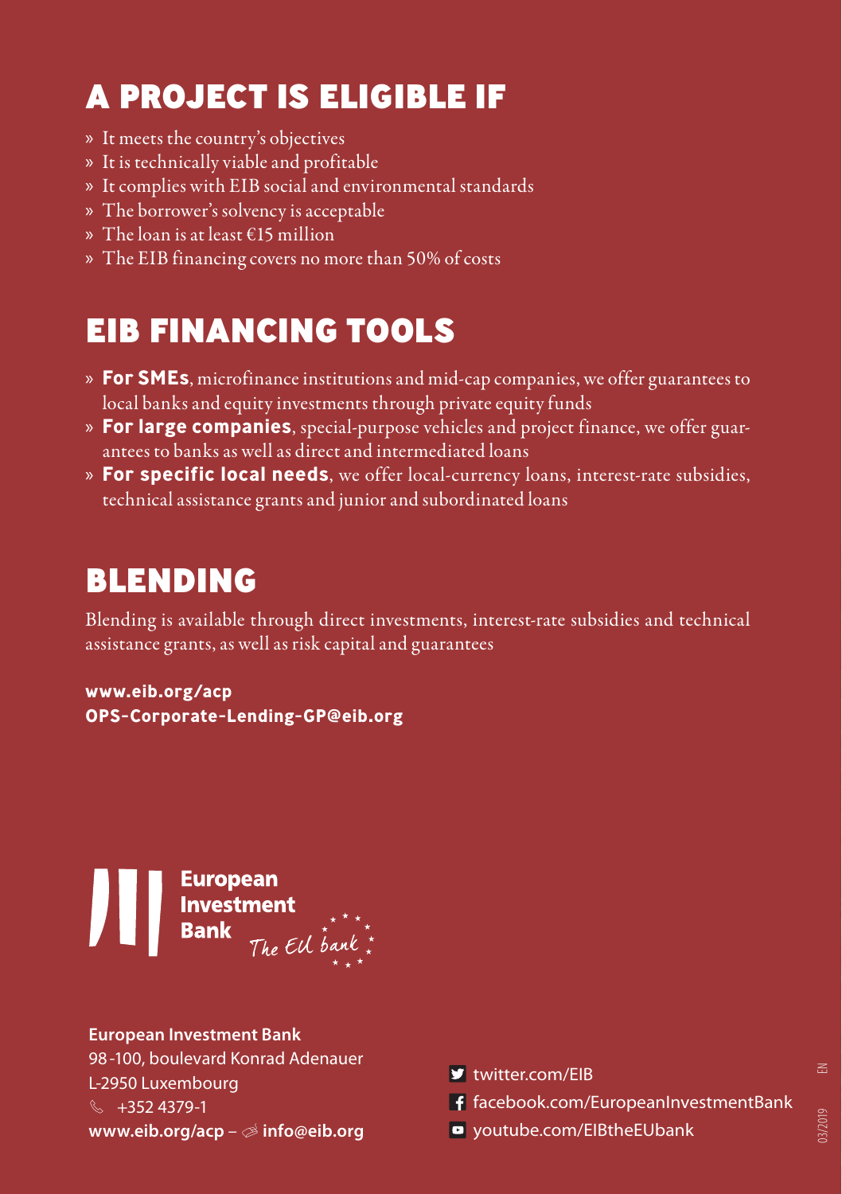## A PROJECT IS ELIGIBLE IF

- It meets the country's objectives
- It is technically viable and profitable
- It complies with EIB social and environmental standards
- The borrower's solvency is acceptable
- The loan is at least €15 million
- The EIB financing covers no more than 50% of costs

## EIB FINANCING TOOLS

- **For SMEs**, microfinance institutions and mid-cap companies, we offer guarantees to local banks and equity investments through private equity funds
- **For large companies**, special-purpose vehicles and project finance, we offer guarantees to banks as well as direct and intermediated loans
- **For specific local needs**, we offer local-currency loans, interest-rate subsidies, technical assistance grants and junior and subordinated loans

## BLENDING

Blending is available through direct investments, interest-rate subsidies and technical assistance grants, as well as risk capital and guarantees

**www.eib.org/acp**
**OPS-Corporate-Lending-GP@eib.org**

European Investment Bank
The EU bank

**European Investment Bank**
98-100, boulevard Konrad Adenauer
L-2950 Luxembourg
+352 4379-1
**www.eib.org/acp** – **info@eib.org**

twitter.com/EIB
facebook.com/EuropeanInvestmentBank
youtube.com/EIBtheEUbank

EN
03/2019